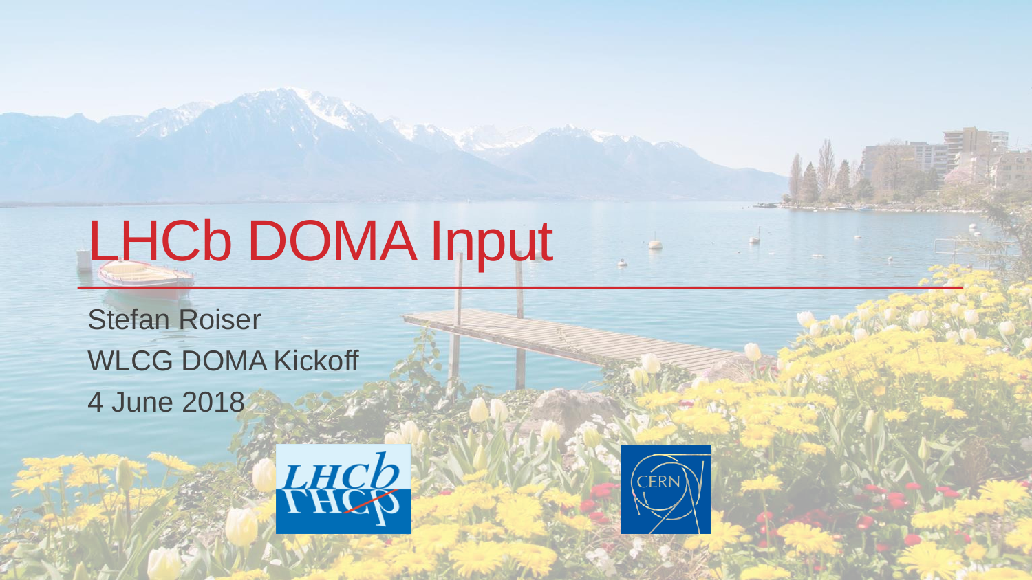# LHCb DOMA Input

Stefan Roiser

WLCG DOMA Kickoff

4 June 2018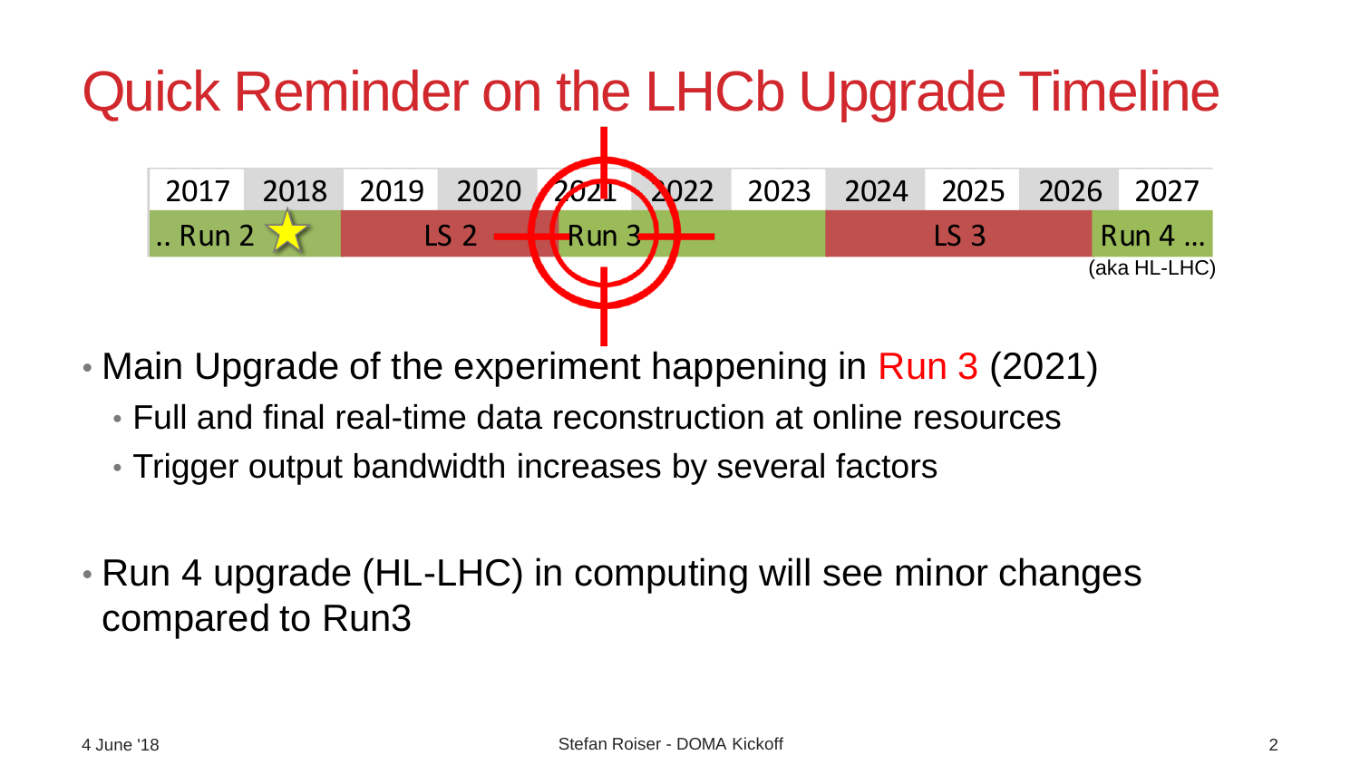# Quick Reminder on the LHCb Upgrade Timeline

| 2017 | 2018 | 2019 | 2020 | 2021 | 2022 | 2023 | 2024 | 2025 | 2026 | 2027 |
|---|---|---|---|---|---|---|---|---|---|---|
| .. Run 2 | | LS 2 | | Run 3 | | | LS 3 | | | Run 4 … (aka HL-LHC) |

- Main Upgrade of the experiment happening in Run 3 (2021)
  - Full and final real-time data reconstruction at online resources
  - Trigger output bandwidth increases by several factors

- Run 4 upgrade (HL-LHC) in computing will see minor changes compared to Run3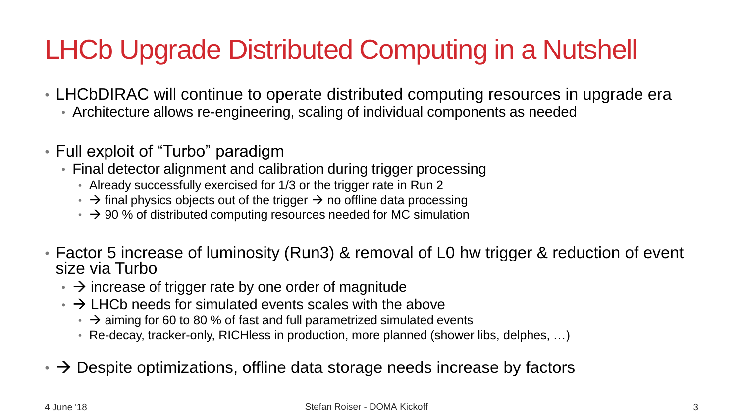# LHCb Upgrade Distributed Computing in a Nutshell

- LHCbDIRAC will continue to operate distributed computing resources in upgrade era
  - Architecture allows re-engineering, scaling of individual components as needed
- Full exploit of “Turbo” paradigm
  - Final detector alignment and calibration during trigger processing
    - Already successfully exercised for 1/3 or the trigger rate in Run 2
    - → final physics objects out of the trigger → no offline data processing
    - → 90 % of distributed computing resources needed for MC simulation
- Factor 5 increase of luminosity (Run3) & removal of L0 hw trigger & reduction of event size via Turbo
  - → increase of trigger rate by one order of magnitude
  - → LHCb needs for simulated events scales with the above
    - → aiming for 60 to 80 % of fast and full parametrized simulated events
    - Re-decay, tracker-only, RICHless in production, more planned (shower libs, delphes, …)
- → Despite optimizations, offline data storage needs increase by factors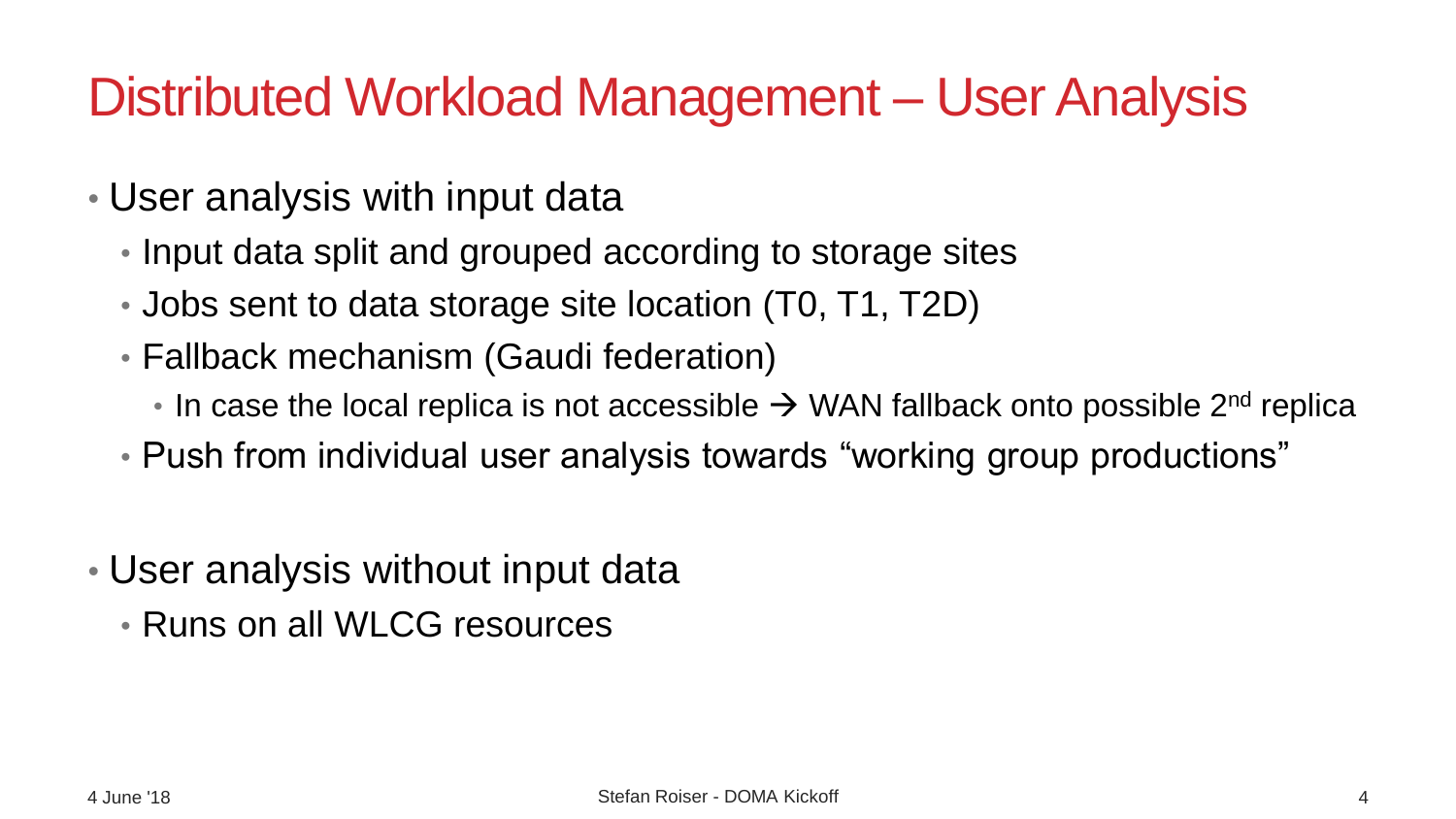# Distributed Workload Management – User Analysis

- User analysis with input data
  - Input data split and grouped according to storage sites
  - Jobs sent to data storage site location (T0, T1, T2D)
  - Fallback mechanism (Gaudi federation)
    - In case the local replica is not accessible → WAN fallback onto possible 2nd replica
  - Push from individual user analysis towards "working group productions"

- User analysis without input data
  - Runs on all WLCG resources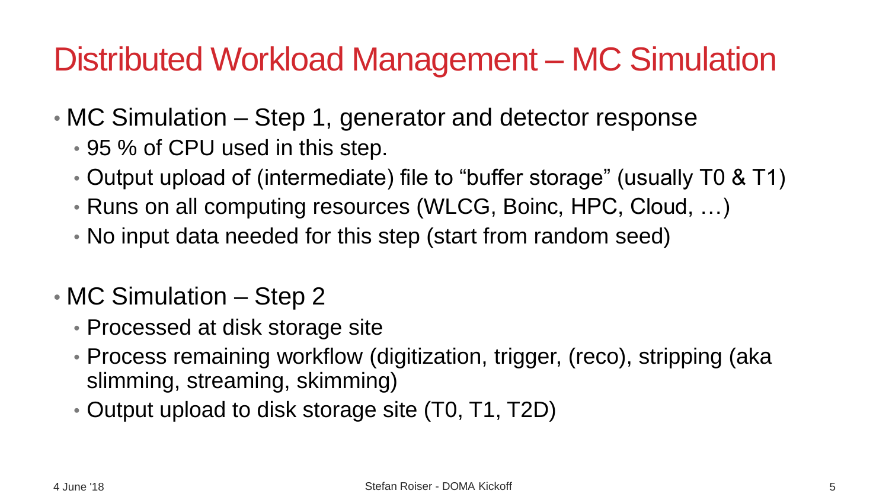# Distributed Workload Management – MC Simulation

- MC Simulation – Step 1, generator and detector response
  - 95 % of CPU used in this step.
  - Output upload of (intermediate) file to “buffer storage” (usually T0 & T1)
  - Runs on all computing resources (WLCG, Boinc, HPC, Cloud, …)
  - No input data needed for this step (start from random seed)
- MC Simulation – Step 2
  - Processed at disk storage site
  - Process remaining workflow (digitization, trigger, (reco), stripping (aka slimming, streaming, skimming)
  - Output upload to disk storage site (T0, T1, T2D)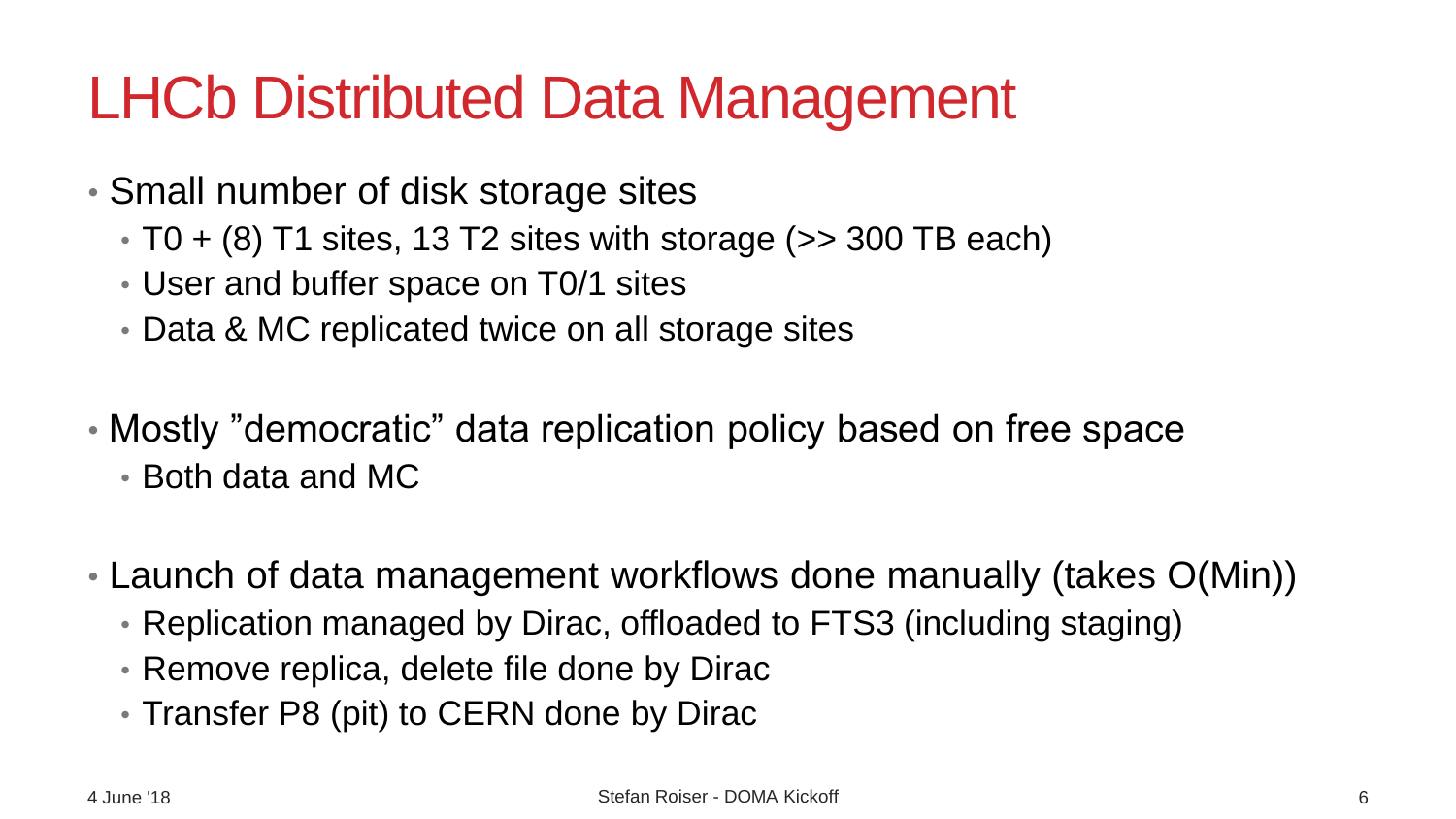# LHCb Distributed Data Management

- Small number of disk storage sites
  - T0 + (8) T1 sites, 13 T2 sites with storage (>> 300 TB each)
  - User and buffer space on T0/1 sites
  - Data & MC replicated twice on all storage sites
- Mostly ”democratic” data replication policy based on free space
  - Both data and MC
- Launch of data management workflows done manually (takes O(Min))
  - Replication managed by Dirac, offloaded to FTS3 (including staging)
  - Remove replica, delete file done by Dirac
  - Transfer P8 (pit) to CERN done by Dirac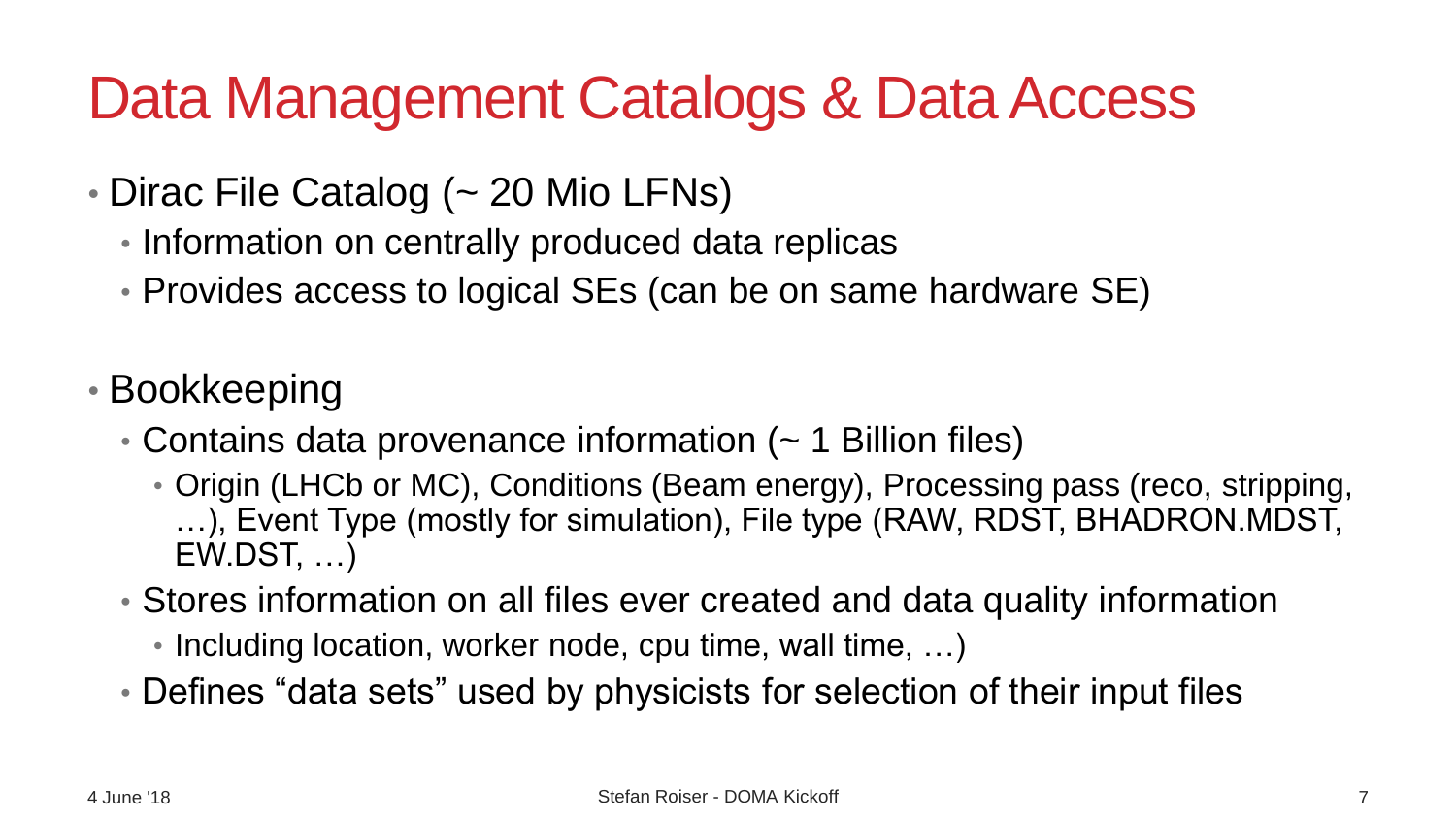# Data Management Catalogs & Data Access

- Dirac File Catalog (~ 20 Mio LFNs)
  - Information on centrally produced data replicas
  - Provides access to logical SEs (can be on same hardware SE)

- Bookkeeping
  - Contains data provenance information (~ 1 Billion files)
    - Origin (LHCb or MC), Conditions (Beam energy), Processing pass (reco, stripping, …), Event Type (mostly for simulation), File type (RAW, RDST, BHADRON.MDST, EW.DST, …)
  - Stores information on all files ever created and data quality information
    - Including location, worker node, cpu time, wall time, …)
  - Defines "data sets" used by physicists for selection of their input files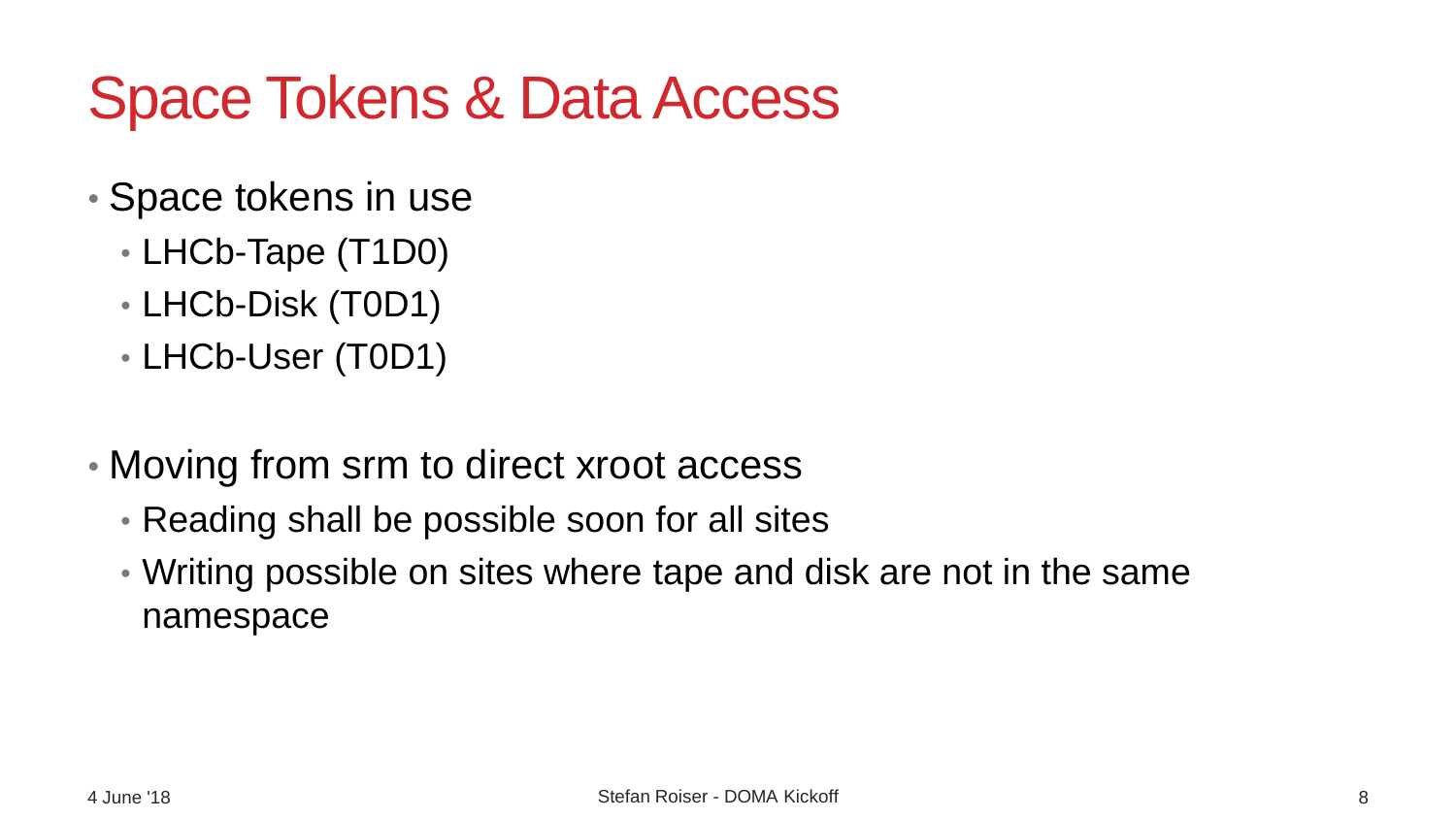# Space Tokens & Data Access

- Space tokens in use
  - LHCb-Tape (T1D0)
  - LHCb-Disk (T0D1)
  - LHCb-User (T0D1)

- Moving from srm to direct xroot access
  - Reading shall be possible soon for all sites
  - Writing possible on sites where tape and disk are not in the same namespace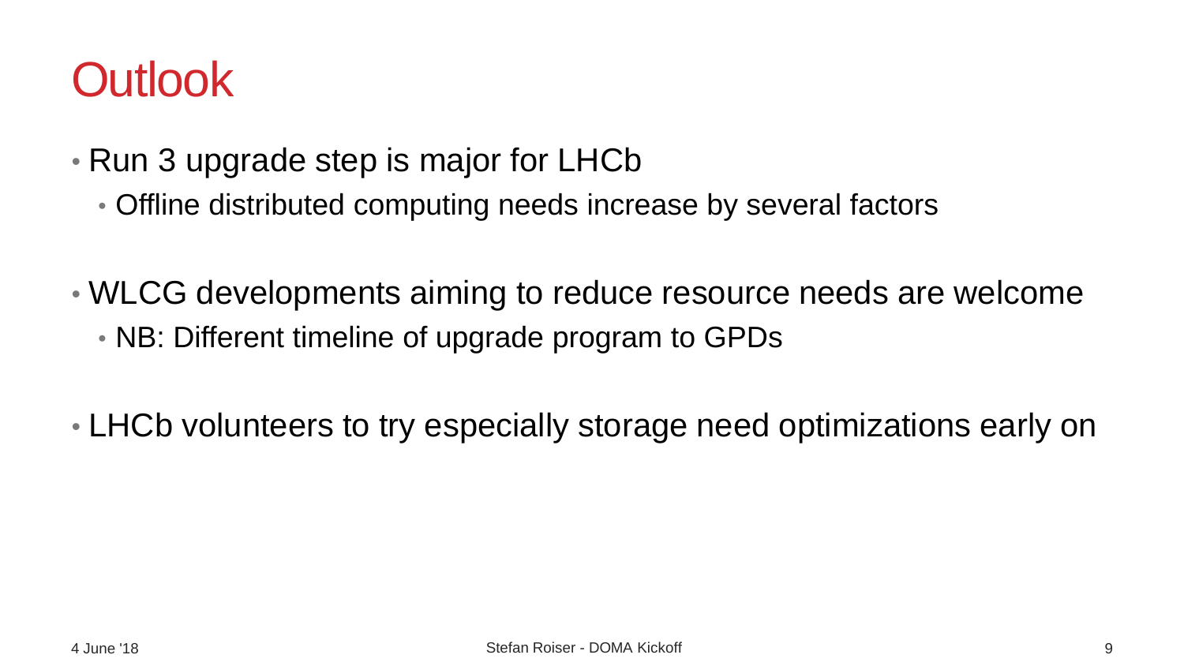# Outlook

- Run 3 upgrade step is major for LHCb
  - Offline distributed computing needs increase by several factors
- WLCG developments aiming to reduce resource needs are welcome
  - NB: Different timeline of upgrade program to GPDs
- LHCb volunteers to try especially storage need optimizations early on